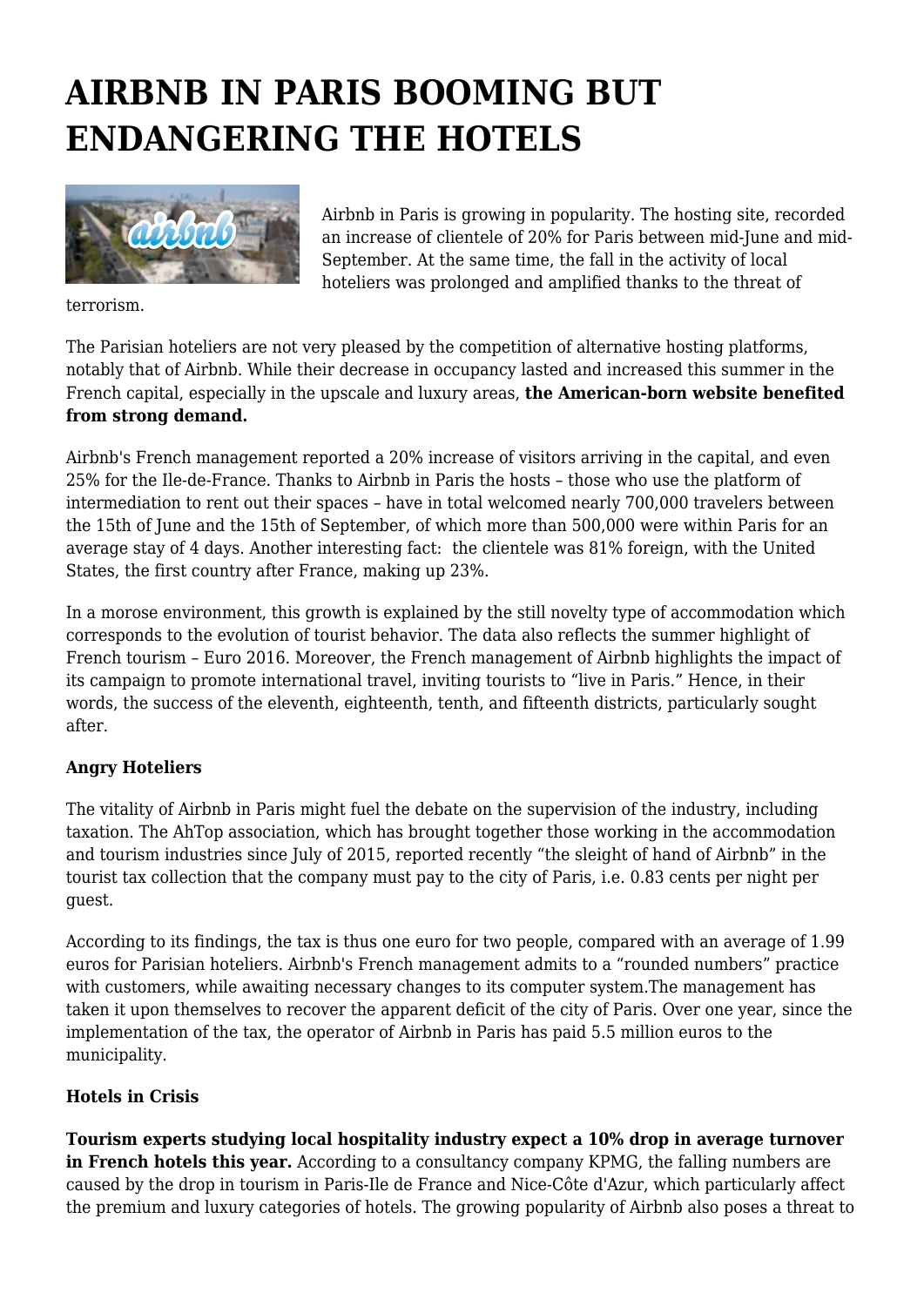# AIRBNB IN PARIS BOOMING BUT ENDANGERING THE HOTELS

Airbnb in Paris is growing in popularity. The hosting site, recorded an increase of clientele of 20% for Paris between mid-June and mid-September. At the same time, the fall in the activity of local hoteliers was prolonged and amplified thanks to the threat of terrorism.

The Parisian hoteliers are not very pleased by the competition of alternative hosting platforms, notably that of Airbnb. While their decrease in occupancy lasted and increased this summer in the French capital, especially in the upscale and luxury areas, **the American-born website benefited from strong demand.**

Airbnb's French management reported a 20% increase of visitors arriving in the capital, and even 25% for the Ile-de-France. Thanks to Airbnb in Paris the hosts – those who use the platform of intermediation to rent out their spaces – have in total welcomed nearly 700,000 travelers between the 15th of June and the 15th of September, of which more than 500,000 were within Paris for an average stay of 4 days. Another interesting fact: the clientele was 81% foreign, with the United States, the first country after France, making up 23%.

In a morose environment, this growth is explained by the still novelty type of accommodation which corresponds to the evolution of tourist behavior. The data also reflects the summer highlight of French tourism – Euro 2016. Moreover, the French management of Airbnb highlights the impact of its campaign to promote international travel, inviting tourists to "live in Paris." Hence, in their words, the success of the eleventh, eighteenth, tenth, and fifteenth districts, particularly sought after.

**Angry Hoteliers**

The vitality of Airbnb in Paris might fuel the debate on the supervision of the industry, including taxation. The AhTop association, which has brought together those working in the accommodation and tourism industries since July of 2015, reported recently "the sleight of hand of Airbnb" in the tourist tax collection that the company must pay to the city of Paris, i.e. 0.83 cents per night per guest.

According to its findings, the tax is thus one euro for two people, compared with an average of 1.99 euros for Parisian hoteliers. Airbnb's French management admits to a "rounded numbers" practice with customers, while awaiting necessary changes to its computer system.The management has taken it upon themselves to recover the apparent deficit of the city of Paris. Over one year, since the implementation of the tax, the operator of Airbnb in Paris has paid 5.5 million euros to the municipality.

**Hotels in Crisis**

**Tourism experts studying local hospitality industry expect a 10% drop in average turnover in French hotels this year.** According to a consultancy company KPMG, the falling numbers are caused by the drop in tourism in Paris-Ile de France and Nice-Côte d'Azur, which particularly affect the premium and luxury categories of hotels. The growing popularity of Airbnb also poses a threat to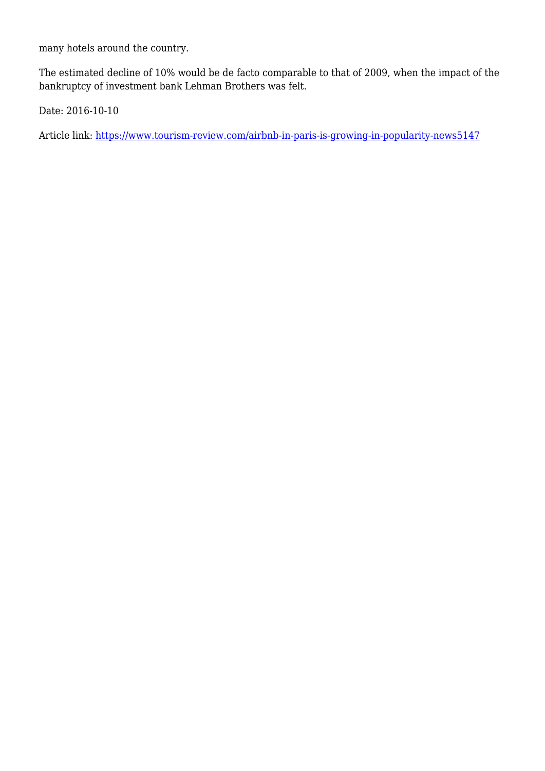many hotels around the country.

The estimated decline of 10% would be de facto comparable to that of 2009, when the impact of the bankruptcy of investment bank Lehman Brothers was felt.

Date: 2016-10-10

Article link: [https://www.tourism-review.com/airbnb-in-paris-is-growing-in-popularity-news5147](https://www.tourism-review.com/airbnb-in-paris-is-growing-in-popularity-news5147)